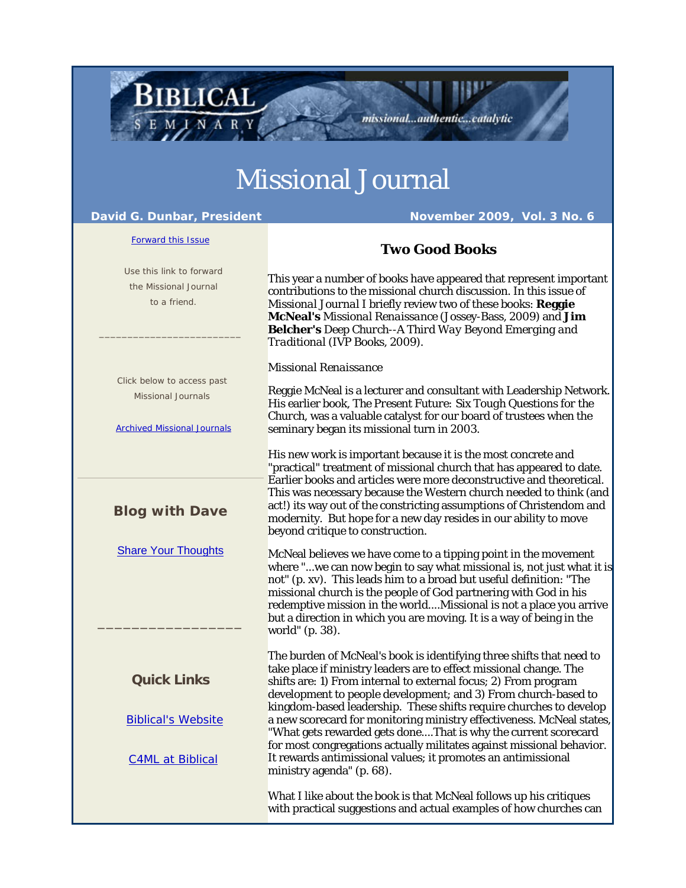# Missional Journal

**David G. Dunbar, President** **November 2009, Vol. 3 No. 6**

Forward this Issue

Use this link to forward the Missional Journal to a friend.

Click below to access past Missional Journals

Archived Missional Journals

### Blog with Dave

Share Your Thoughts

### Quick Links

Biblical's Website

C4ML at Biblical

## Two Good Books

This year a number of books have appeared that represent important contributions to the missional church discussion. In this issue of *Missional Journal* I briefly review two of these books: **Reggie McNeal's** *Missional Renaissance* (Jossey-Bass, 2009) and **Jim Belcher's** *Deep Church--A Third Way Beyond Emerging and Traditional* (IVP Books, 2009).

*Missional Renaissance*

Reggie McNeal is a lecturer and consultant with Leadership Network. His earlier book, *The Present Future: Six Tough Questions for the Church*, was a valuable catalyst for our board of trustees when the seminary began its missional turn in 2003.

His new work is important because it is the most concrete and "practical" treatment of missional church that has appeared to date. Earlier books and articles were more deconstructive and theoretical. This was necessary because the Western church needed to think (and act!) its way out of the constricting assumptions of Christendom and modernity. But hope for a new day resides in our ability to move beyond critique to construction.

McNeal believes we have come to a tipping point in the movement where "...we can now begin to say what missional is, not just what it is not" (p. xv). This leads him to a broad but useful definition: "The missional church is the people of God partnering with God in his redemptive mission in the world....Missional is not a place you arrive but a direction in which you are moving. It is a way of being in the world" (p. 38).

The burden of McNeal's book is identifying three shifts that need to take place if ministry leaders are to effect missional change. The shifts are: 1) From internal to external focus; 2) From program development to people development; and 3) From church-based to kingdom-based leadership. These shifts require churches to develop a new scorecard for monitoring ministry effectiveness. McNeal states, "What gets rewarded gets done....That is why the current scorecard for most congregations actually militates against missional behavior. It rewards antimissional values; it promotes an antimissional ministry agenda" (p. 68).

What I like about the book is that McNeal follows up his critiques with practical suggestions and actual examples of how churches can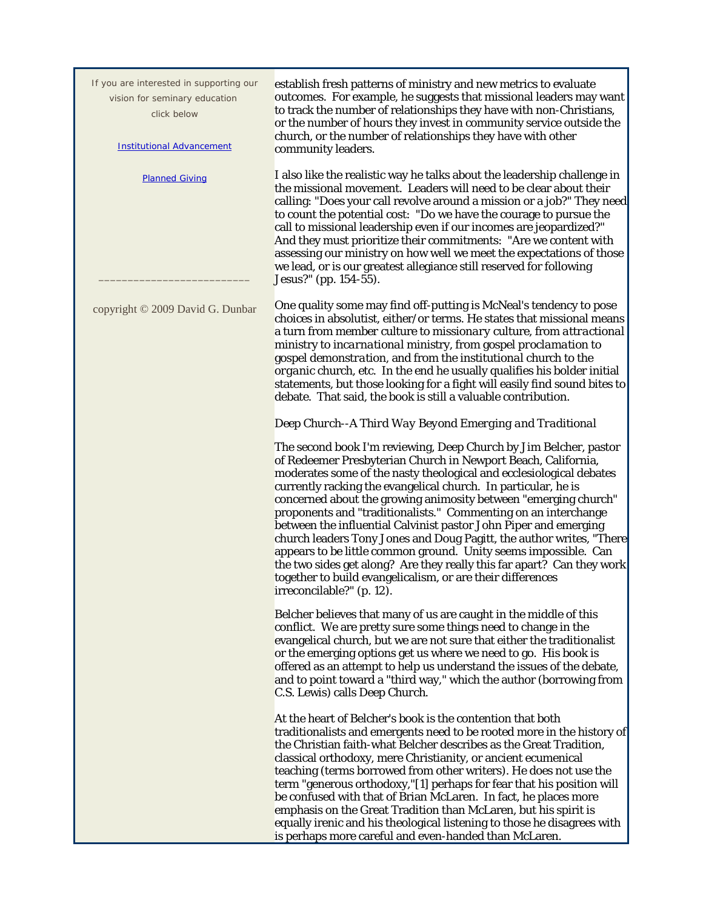If you are interested in supporting our vision for seminary education click below

[Institutional Advancement]

[Planned Giving]

_________________________

copyright © 2009 David G. Dunbar

establish fresh patterns of ministry and new metrics to evaluate outcomes. For example, he suggests that missional leaders may want to track the number of relationships they have with non-Christians, or the number of hours they invest in community service outside the church, or the number of relationships they have with other community leaders.

I also like the realistic way he talks about the leadership challenge in the missional movement. Leaders will need to be clear about their calling: "Does your call revolve around a mission or a job?" They need to count the potential cost: "Do we have the courage to pursue the call to missional leadership even if our incomes are jeopardized?" And they must prioritize their commitments: "Are we content with assessing our ministry on how well we meet the expectations of those we lead, or is our greatest allegiance still reserved for following Jesus?" (pp. 154-55).

One quality some may find off-putting is McNeal's tendency to pose choices in absolutist, either/or terms. He states that missional means a turn from member culture to *missionary* culture, from *attractional* ministry to *incarnational* ministry, from gospel *proclamation* to gospel *demonstration*, and from the institutional church to the *organic* church, etc. In the end he usually qualifies his bolder initial statements, but those looking for a fight will easily find sound bites to debate. That said, the book is still a valuable contribution.

*Deep Church--A Third Way Beyond Emerging and Traditional*

The second book I'm reviewing, Deep Church by Jim Belcher, pastor of Redeemer Presbyterian Church in Newport Beach, California, moderates some of the nasty theological and ecclesiological debates currently racking the evangelical church. In particular, he is concerned about the growing animosity between "emerging church" proponents and "traditionalists." Commenting on an interchange between the influential Calvinist pastor John Piper and emerging church leaders Tony Jones and Doug Pagitt, the author writes, "There appears to be little common ground. Unity seems impossible. Can the two sides get along? Are they really this far apart? Can they work together to build evangelicalism, or are their differences irreconcilable?" (p. 12).

Belcher believes that many of us are caught in the middle of this conflict. We are pretty sure some things need to change in the evangelical church, but we are not sure that either the traditionalist or the emerging options get us where we need to go. His book is offered as an attempt to help us understand the issues of the debate, and to point toward a "third way," which the author (borrowing from C.S. Lewis) calls Deep Church.

At the heart of Belcher's book is the contention that both traditionalists and emergents need to be rooted more in the history of the Christian faith-what Belcher describes as the Great Tradition, classical orthodoxy, mere Christianity, or ancient ecumenical teaching (terms borrowed from other writers). He does not use the term "generous orthodoxy,"[1] perhaps for fear that his position will be confused with that of Brian McLaren. In fact, he places more emphasis on the Great Tradition than McLaren, but his spirit is equally irenic and his theological listening to those he disagrees with is perhaps more careful and even-handed than McLaren.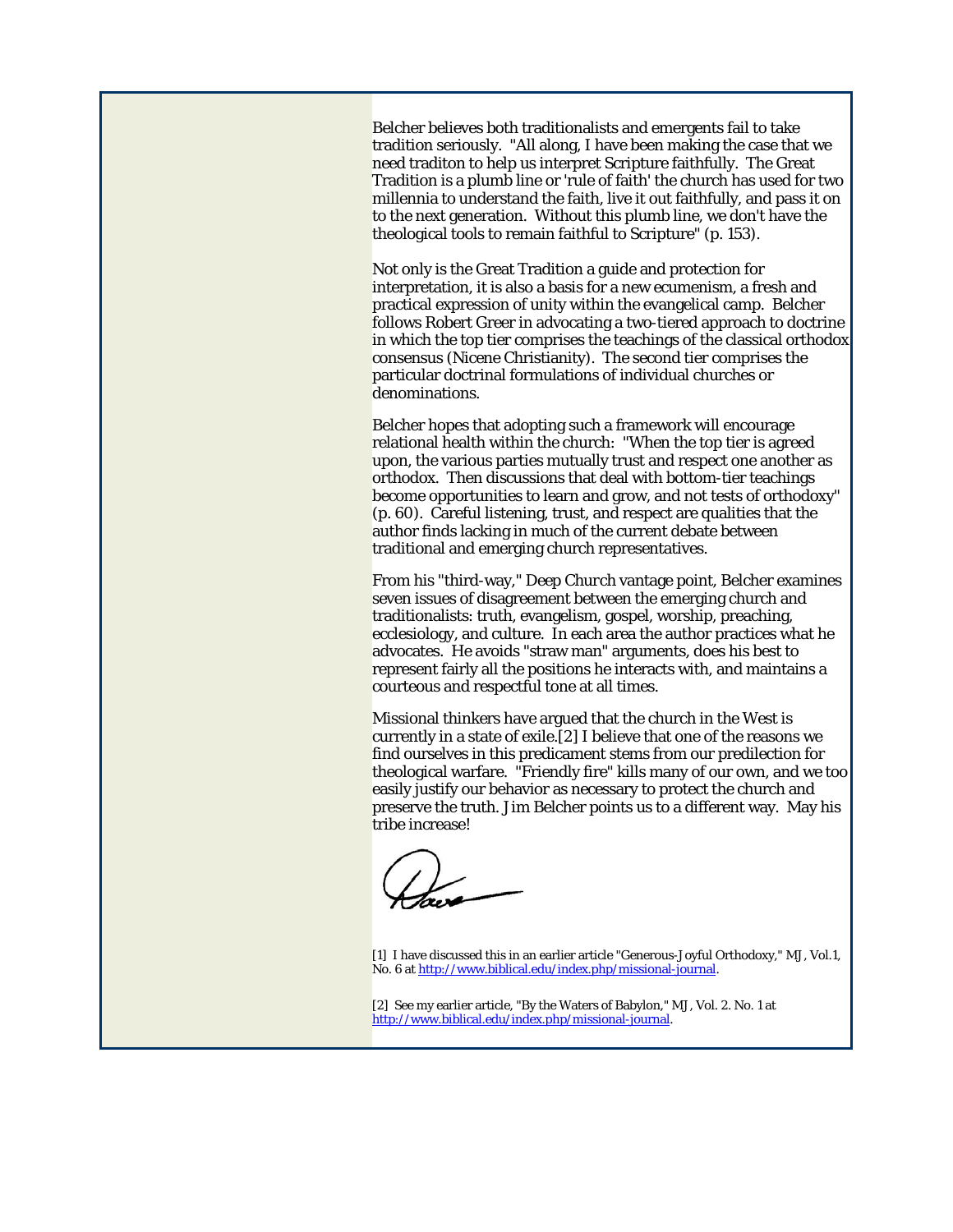Belcher believes both traditionalists and emergents fail to take tradition seriously. "All along, I have been making the case that we need traditon to help us interpret Scripture faithfully. The Great Tradition is a plumb line or 'rule of faith' the church has used for two millennia to understand the faith, live it out faithfully, and pass it on to the next generation. Without this plumb line, we don't have the theological tools to remain faithful to Scripture" (p. 153).

Not only is the Great Tradition a guide and protection for interpretation, it is also a basis for a new ecumenism, a fresh and practical expression of unity within the evangelical camp. Belcher follows Robert Greer in advocating a two-tiered approach to doctrine in which the top tier comprises the teachings of the classical orthodox consensus (Nicene Christianity). The second tier comprises the particular doctrinal formulations of individual churches or denominations.

Belcher hopes that adopting such a framework will encourage relational health within the church: "When the top tier is agreed upon, the various parties mutually trust and respect one another as orthodox. Then discussions that deal with bottom-tier teachings become opportunities to learn and grow, and not tests of orthodoxy" (p. 60). Careful listening, trust, and respect are qualities that the author finds lacking in much of the current debate between traditional and emerging church representatives.

From his "third-way," Deep Church vantage point, Belcher examines seven issues of disagreement between the emerging church and traditionalists: truth, evangelism, gospel, worship, preaching, ecclesiology, and culture. In each area the author practices what he advocates. He avoids "straw man" arguments, does his best to represent fairly all the positions he interacts with, and maintains a courteous and respectful tone at all times.

Missional thinkers have argued that the church in the West is currently in a state of exile.[2] I believe that one of the reasons we find ourselves in this predicament stems from our predilection for theological warfare. "Friendly fire" kills many of our own, and we too easily justify our behavior as necessary to protect the church and preserve the truth. Jim Belcher points us to a different way. May his tribe increase!

Dave

[1] I have discussed this in an earlier article "Generous-Joyful Orthodoxy," MJ, Vol.1, No. 6 at http://www.biblical.edu/index.php/missional-journal.

[2] See my earlier article, "By the Waters of Babylon," MJ, Vol. 2. No. 1 at http://www.biblical.edu/index.php/missional-journal.